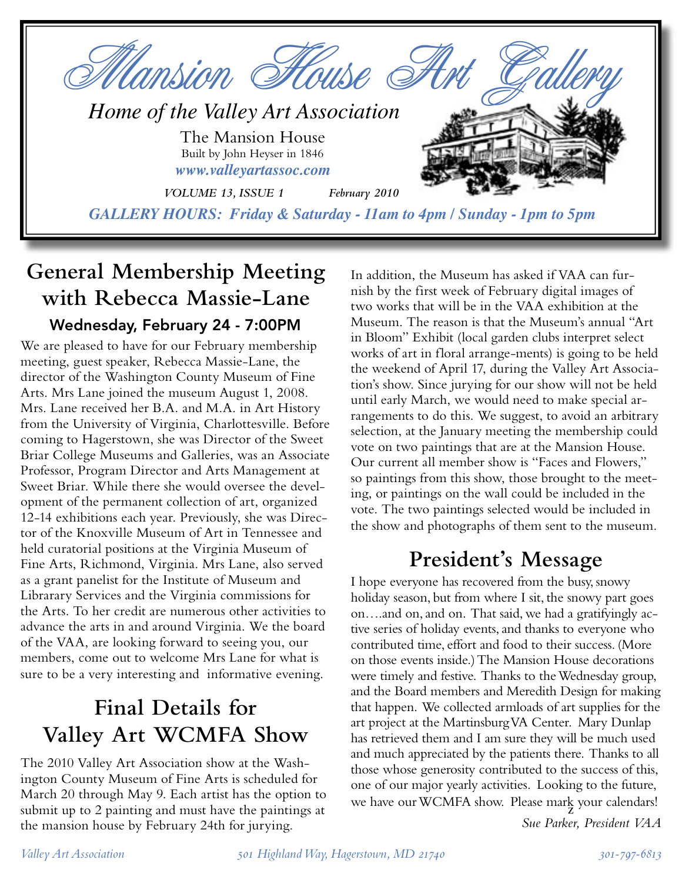# Mansion House Art Gallery

*Home of the Valley Art Association*

The Mansion House
Built by John Heyser in 1846
***www.valleyartassoc.com***

*VOLUME 13, ISSUE 1* *February 2010*

***GALLERY HOURS: Friday & Saturday - 11am to 4pm / Sunday - 1pm to 5pm***

## General Membership Meeting with Rebecca Massie-Lane

### Wednesday, February 24 - 7:00PM

We are pleased to have for our February membership meeting, guest speaker, Rebecca Massie-Lane, the director of the Washington County Museum of Fine Arts. Mrs Lane joined the museum August 1, 2008. Mrs. Lane received her B.A. and M.A. in Art History from the University of Virginia, Charlottesville. Before coming to Hagerstown, she was Director of the Sweet Briar College Museums and Galleries, was an Associate Professor, Program Director and Arts Management at Sweet Briar. While there she would oversee the development of the permanent collection of art, organized 12-14 exhibitions each year. Previously, she was Director of the Knoxville Museum of Art in Tennessee and held curatorial positions at the Virginia Museum of Fine Arts, Richmond, Virginia. Mrs Lane, also served as a grant panelist for the Institute of Museum and Librarary Services and the Virginia commissions for the Arts. To her credit are numerous other activities to advance the arts in and around Virginia. We the board of the VAA, are looking forward to seeing you, our members, come out to welcome Mrs Lane for what is sure to be a very interesting and informative evening.

## Final Details for Valley Art WCMFA Show

The 2010 Valley Art Association show at the Washington County Museum of Fine Arts is scheduled for March 20 through May 9. Each artist has the option to submit up to 2 painting and must have the paintings at the mansion house by February 24th for jurying.

In addition, the Museum has asked if VAA can furnish by the first week of February digital images of two works that will be in the VAA exhibition at the Museum. The reason is that the Museum's annual "Art in Bloom" Exhibit (local garden clubs interpret select works of art in floral arrange-ments) is going to be held the weekend of April 17, during the Valley Art Association's show. Since jurying for our show will not be held until early March, we would need to make special arrangements to do this. We suggest, to avoid an arbitrary selection, at the January meeting the membership could vote on two paintings that are at the Mansion House. Our current all member show is "Faces and Flowers," so paintings from this show, those brought to the meeting, or paintings on the wall could be included in the vote. The two paintings selected would be included in the show and photographs of them sent to the museum.

## President's Message

I hope everyone has recovered from the busy, snowy holiday season, but from where I sit, the snowy part goes on….and on, and on. That said, we had a gratifyingly active series of holiday events, and thanks to everyone who contributed time, effort and food to their success. (More on those events inside.) The Mansion House decorations were timely and festive. Thanks to the Wednesday group, and the Board members and Meredith Design for making that happen. We collected armloads of art supplies for the art project at the Martinsburg VA Center. Mary Dunlap has retrieved them and I am sure they will be much used and much appreciated by the patients there. Thanks to all those whose generosity contributed to the success of this, one of our major yearly activities. Looking to the future, we have our WCMFA show. Please mark your calendars!

*Sue Parker, President VAA*

*Valley Art Association* *501 Highland Way, Hagerstown, MD 21740* *301-797-6813*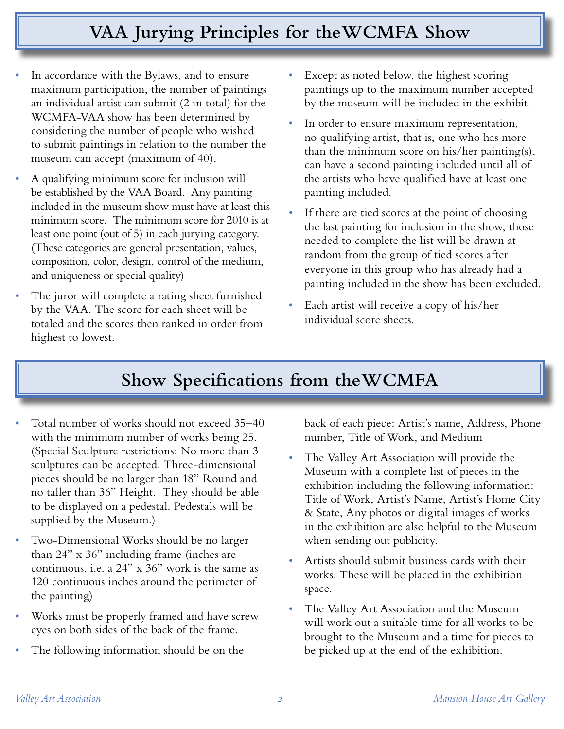# VAA Jurying Principles for the WCMFA Show

- In accordance with the Bylaws, and to ensure maximum participation, the number of paintings an individual artist can submit (2 in total) for the WCMFA-VAA show has been determined by considering the number of people who wished to submit paintings in relation to the number the museum can accept (maximum of 40).
- A qualifying minimum score for inclusion will be established by the VAA Board. Any painting included in the museum show must have at least this minimum score. The minimum score for 2010 is at least one point (out of 5) in each jurying category. (These categories are general presentation, values, composition, color, design, control of the medium, and uniqueness or special quality)
- The juror will complete a rating sheet furnished by the VAA. The score for each sheet will be totaled and the scores then ranked in order from highest to lowest.
- Except as noted below, the highest scoring paintings up to the maximum number accepted by the museum will be included in the exhibit.
- In order to ensure maximum representation, no qualifying artist, that is, one who has more than the minimum score on his/her painting(s), can have a second painting included until all of the artists who have qualified have at least one painting included.
- If there are tied scores at the point of choosing the last painting for inclusion in the show, those needed to complete the list will be drawn at random from the group of tied scores after everyone in this group who has already had a painting included in the show has been excluded.
- Each artist will receive a copy of his/her individual score sheets.

# Show Specifications from the WCMFA

- Total number of works should not exceed 35–40 with the minimum number of works being 25. (Special Sculpture restrictions: No more than 3 sculptures can be accepted. Three-dimensional pieces should be no larger than 18" Round and no taller than 36" Height. They should be able to be displayed on a pedestal. Pedestals will be supplied by the Museum.)
- Two-Dimensional Works should be no larger than 24" x 36" including frame (inches are continuous, i.e. a 24" x 36" work is the same as 120 continuous inches around the perimeter of the painting)
- Works must be properly framed and have screw eyes on both sides of the back of the frame.
- The following information should be on the back of each piece: Artist's name, Address, Phone number, Title of Work, and Medium
- The Valley Art Association will provide the Museum with a complete list of pieces in the exhibition including the following information: Title of Work, Artist's Name, Artist's Home City & State, Any photos or digital images of works in the exhibition are also helpful to the Museum when sending out publicity.
- Artists should submit business cards with their works. These will be placed in the exhibition space.
- The Valley Art Association and the Museum will work out a suitable time for all works to be brought to the Museum and a time for pieces to be picked up at the end of the exhibition.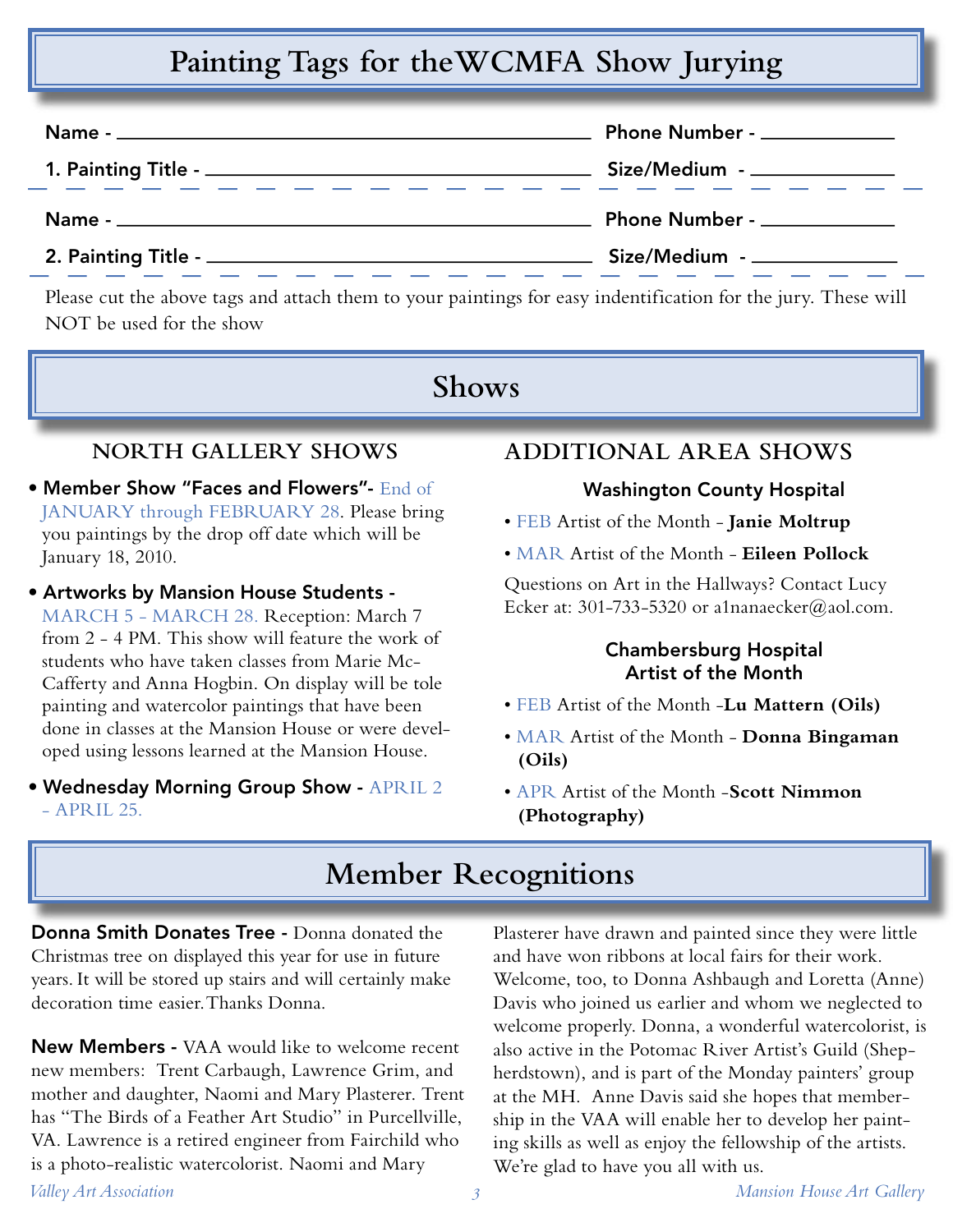## Painting Tags for the WCMFA Show Jurying

Name - ______________________ Phone Number - ____________

1. Painting Title - ______________________ Size/Medium - ____________

Name - ______________________ Phone Number - ____________

2. Painting Title - ______________________ Size/Medium - ____________

Please cut the above tags and attach them to your paintings for easy indentification for the jury. These will NOT be used for the show

## Shows

### NORTH GALLERY SHOWS

- **Member Show "Faces and Flowers"-** End of JANUARY through FEBRUARY 28. Please bring you paintings by the drop off date which will be January 18, 2010.
- **Artworks by Mansion House Students -** MARCH 5 - MARCH 28. Reception: March 7 from 2 - 4 PM. This show will feature the work of students who have taken classes from Marie McCafferty and Anna Hogbin. On display will be tole painting and watercolor paintings that have been done in classes at the Mansion House or were developed using lessons learned at the Mansion House.
- **Wednesday Morning Group Show -** APRIL 2 - APRIL 25.

### ADDITIONAL AREA SHOWS

#### Washington County Hospital

- FEB Artist of the Month - **Janie Moltrup**
- MAR Artist of the Month - **Eileen Pollock**

Questions on Art in the Hallways? Contact Lucy Ecker at: 301-733-5320 or a1nanaecker@aol.com.

#### Chambersburg Hospital Artist of the Month

- FEB Artist of the Month -**Lu Mattern (Oils)**
- MAR Artist of the Month - **Donna Bingaman (Oils)**
- APR Artist of the Month -**Scott Nimmon (Photography)**

## Member Recognitions

**Donna Smith Donates Tree -** Donna donated the Christmas tree on displayed this year for use in future years. It will be stored up stairs and will certainly make decoration time easier. Thanks Donna.

**New Members -** VAA would like to welcome recent new members: Trent Carbaugh, Lawrence Grim, and mother and daughter, Naomi and Mary Plasterer. Trent has "The Birds of a Feather Art Studio" in Purcellville, VA. Lawrence is a retired engineer from Fairchild who is a photo-realistic watercolorist. Naomi and Mary Plasterer have drawn and painted since they were little and have won ribbons at local fairs for their work. Welcome, too, to Donna Ashbaugh and Loretta (Anne) Davis who joined us earlier and whom we neglected to welcome properly. Donna, a wonderful watercolorist, is also active in the Potomac River Artist's Guild (Shepherdstown), and is part of the Monday painters' group at the MH. Anne Davis said she hopes that membership in the VAA will enable her to develop her painting skills as well as enjoy the fellowship of the artists. We're glad to have you all with us.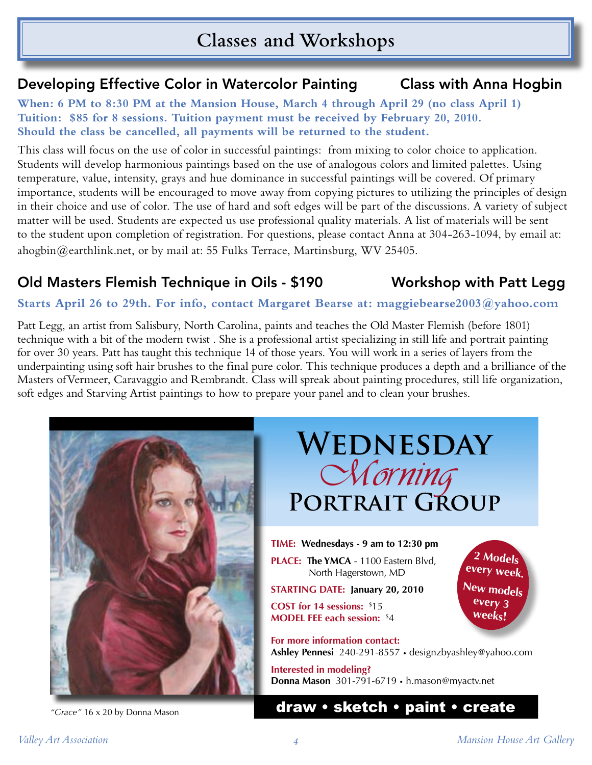# Classes and Workshops

## Developing Effective Color in Watercolor Painting — Class with Anna Hogbin

**When: 6 PM to 8:30 PM at the Mansion House, March 4 through April 29 (no class April 1)**
**Tuition: $85 for 8 sessions. Tuition payment must be received by February 20, 2010.**
**Should the class be cancelled, all payments will be returned to the student.**

This class will focus on the use of color in successful paintings: from mixing to color choice to application. Students will develop harmonious paintings based on the use of analogous colors and limited palettes. Using temperature, value, intensity, grays and hue dominance in successful paintings will be covered. Of primary importance, students will be encouraged to move away from copying pictures to utilizing the principles of design in their choice and use of color. The use of hard and soft edges will be part of the discussions. A variety of subject matter will be used. Students are expected us use professional quality materials. A list of materials will be sent to the student upon completion of registration. For questions, please contact Anna at 304-263-1094, by email at: ahogbin@earthlink.net, or by mail at: 55 Fulks Terrace, Martinsburg, WV 25405.

## Old Masters Flemish Technique in Oils - $190 — Workshop with Patt Legg

**Starts April 26 to 29th. For info, contact Margaret Bearse at: maggiebearse2003@yahoo.com**

Patt Legg, an artist from Salisbury, North Carolina, paints and teaches the Old Master Flemish (before 1801) technique with a bit of the modern twist . She is a professional artist specializing in still life and portrait painting for over 30 years. Patt has taught this technique 14 of those years. You will work in a series of layers from the underpainting using soft hair brushes to the final pure color. This technique produces a depth and a brilliance of the Masters ofVermeer, Caravaggio and Rembrandt. Class will spreak about painting procedures, still life organization, soft edges and Starving Artist paintings to how to prepare your panel and to clean your brushes.

*"Grace"* 16 x 20 by Donna Mason

## Wednesday *Morning* Portrait Group

**TIME:** **Wednesdays - 9 am to 12:30 pm**

**PLACE:** **The YMCA** - 1100 Eastern Blvd, North Hagerstown, MD

**STARTING DATE:** **January 20, 2010**

**COST for 14 sessions:** $15

**MODEL FEE each session:** $4

**2 Models every week. New models every 3 weeks!**

**For more information contact:**
**Ashley Pennesi** 240-291-8557 • designzbyashley@yahoo.com

**Interested in modeling?**
**Donna Mason** 301-791-6719 • h.mason@myactv.net

**draw • sketch • paint • create**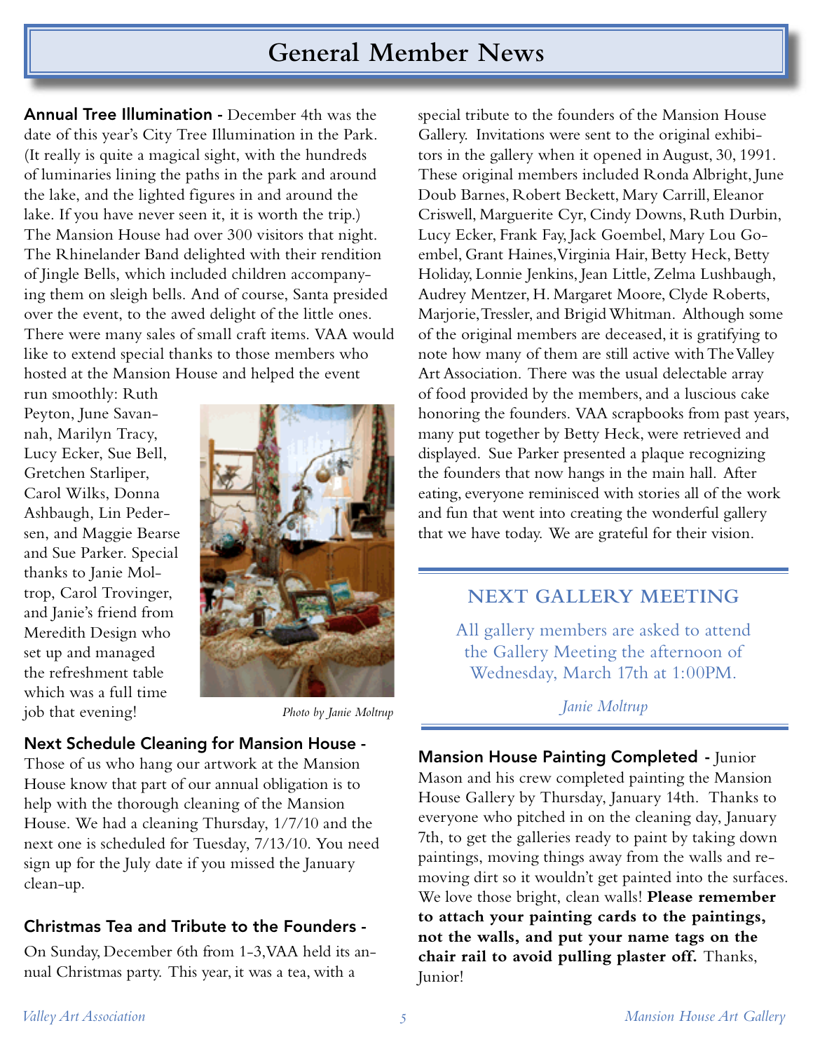# General Member News

**Annual Tree Illumination -** December 4th was the date of this year's City Tree Illumination in the Park. (It really is quite a magical sight, with the hundreds of luminaries lining the paths in the park and around the lake, and the lighted figures in and around the lake. If you have never seen it, it is worth the trip.) The Mansion House had over 300 visitors that night. The Rhinelander Band delighted with their rendition of Jingle Bells, which included children accompanying them on sleigh bells. And of course, Santa presided over the event, to the awed delight of the little ones. There were many sales of small craft items. VAA would like to extend special thanks to those members who hosted at the Mansion House and helped the event run smoothly: Ruth Peyton, June Savannah, Marilyn Tracy, Lucy Ecker, Sue Bell, Gretchen Starliper, Carol Wilks, Donna Ashbaugh, Lin Pedersen, and Maggie Bearse and Sue Parker. Special thanks to Janie Moltrop, Carol Trovinger, and Janie's friend from Meredith Design who set up and managed the refreshment table which was a full time job that evening!

*Photo by Janie Moltrup*

**Next Schedule Cleaning for Mansion House -** Those of us who hang our artwork at the Mansion House know that part of our annual obligation is to help with the thorough cleaning of the Mansion House. We had a cleaning Thursday, 1/7/10 and the next one is scheduled for Tuesday, 7/13/10. You need sign up for the July date if you missed the January clean-up.

**Christmas Tea and Tribute to the Founders -** On Sunday, December 6th from 1-3, VAA held its annual Christmas party. This year, it was a tea, with a special tribute to the founders of the Mansion House Gallery. Invitations were sent to the original exhibitors in the gallery when it opened in August, 30, 1991. These original members included Ronda Albright, June Doub Barnes, Robert Beckett, Mary Carrill, Eleanor Criswell, Marguerite Cyr, Cindy Downs, Ruth Durbin, Lucy Ecker, Frank Fay, Jack Goembel, Mary Lou Goembel, Grant Haines, Virginia Hair, Betty Heck, Betty Holiday, Lonnie Jenkins, Jean Little, Zelma Lushbaugh, Audrey Mentzer, H. Margaret Moore, Clyde Roberts, Marjorie, Tressler, and Brigid Whitman. Although some of the original members are deceased, it is gratifying to note how many of them are still active with The Valley Art Association. There was the usual delectable array of food provided by the members, and a luscious cake honoring the founders. VAA scrapbooks from past years, many put together by Betty Heck, were retrieved and displayed. Sue Parker presented a plaque recognizing the founders that now hangs in the main hall. After eating, everyone reminisced with stories all of the work and fun that went into creating the wonderful gallery that we have today. We are grateful for their vision.

## NEXT GALLERY MEETING

All gallery members are asked to attend the Gallery Meeting the afternoon of Wednesday, March 17th at 1:00PM.

*Janie Moltrup*

**Mansion House Painting Completed -** Junior Mason and his crew completed painting the Mansion House Gallery by Thursday, January 14th. Thanks to everyone who pitched in on the cleaning day, January 7th, to get the galleries ready to paint by taking down paintings, moving things away from the walls and removing dirt so it wouldn't get painted into the surfaces. We love those bright, clean walls! **Please remember to attach your painting cards to the paintings, not the walls, and put your name tags on the chair rail to avoid pulling plaster off.** Thanks, Junior!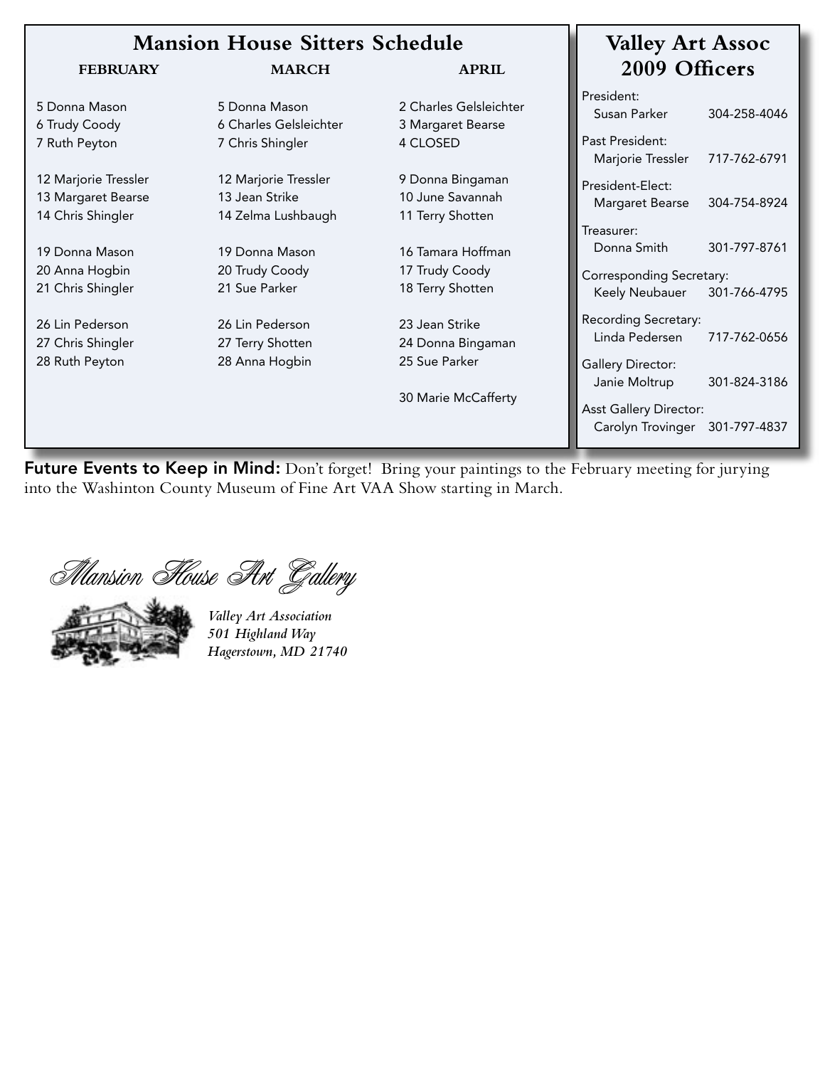## Mansion House Sitters Schedule

| FEBRUARY | MARCH | APRIL |
|---|---|---|
| 5 Donna Mason | 5 Donna Mason | 2 Charles Gelsleichter |
| 6 Trudy Coody | 6 Charles Gelsleichter | 3 Margaret Bearse |
| 7 Ruth Peyton | 7 Chris Shingler | 4 CLOSED |
| 12 Marjorie Tressler | 12 Marjorie Tressler | 9 Donna Bingaman |
| 13 Margaret Bearse | 13 Jean Strike | 10 June Savannah |
| 14 Chris Shingler | 14 Zelma Lushbaugh | 11 Terry Shotten |
| 19 Donna Mason | 19 Donna Mason | 16 Tamara Hoffman |
| 20 Anna Hogbin | 20 Trudy Coody | 17 Trudy Coody |
| 21 Chris Shingler | 21 Sue Parker | 18 Terry Shotten |
| 26 Lin Pederson | 26 Lin Pederson | 23 Jean Strike |
| 27 Chris Shingler | 27 Terry Shotten | 24 Donna Bingaman |
| 28 Ruth Peyton | 28 Anna Hogbin | 25 Sue Parker |
| | | 30 Marie McCafferty |

## Valley Art Assoc 2009 Officers

President:
Susan Parker 304-258-4046

Past President:
Marjorie Tressler 717-762-6791

President-Elect:
Margaret Bearse 304-754-8924

Treasurer:
Donna Smith 301-797-8761

Corresponding Secretary:
Keely Neubauer 301-766-4795

Recording Secretary:
Linda Pedersen 717-762-0656

Gallery Director:
Janie Moltrup 301-824-3186

Asst Gallery Director:
Carolyn Trovinger 301-797-4837

**Future Events to Keep in Mind:** Don't forget! Bring your paintings to the February meeting for jurying into the Washinton County Museum of Fine Art VAA Show starting in March.

*Mansion House Art Gallery*

*Valley Art Association*
*501 Highland Way*
*Hagerstown, MD 21740*